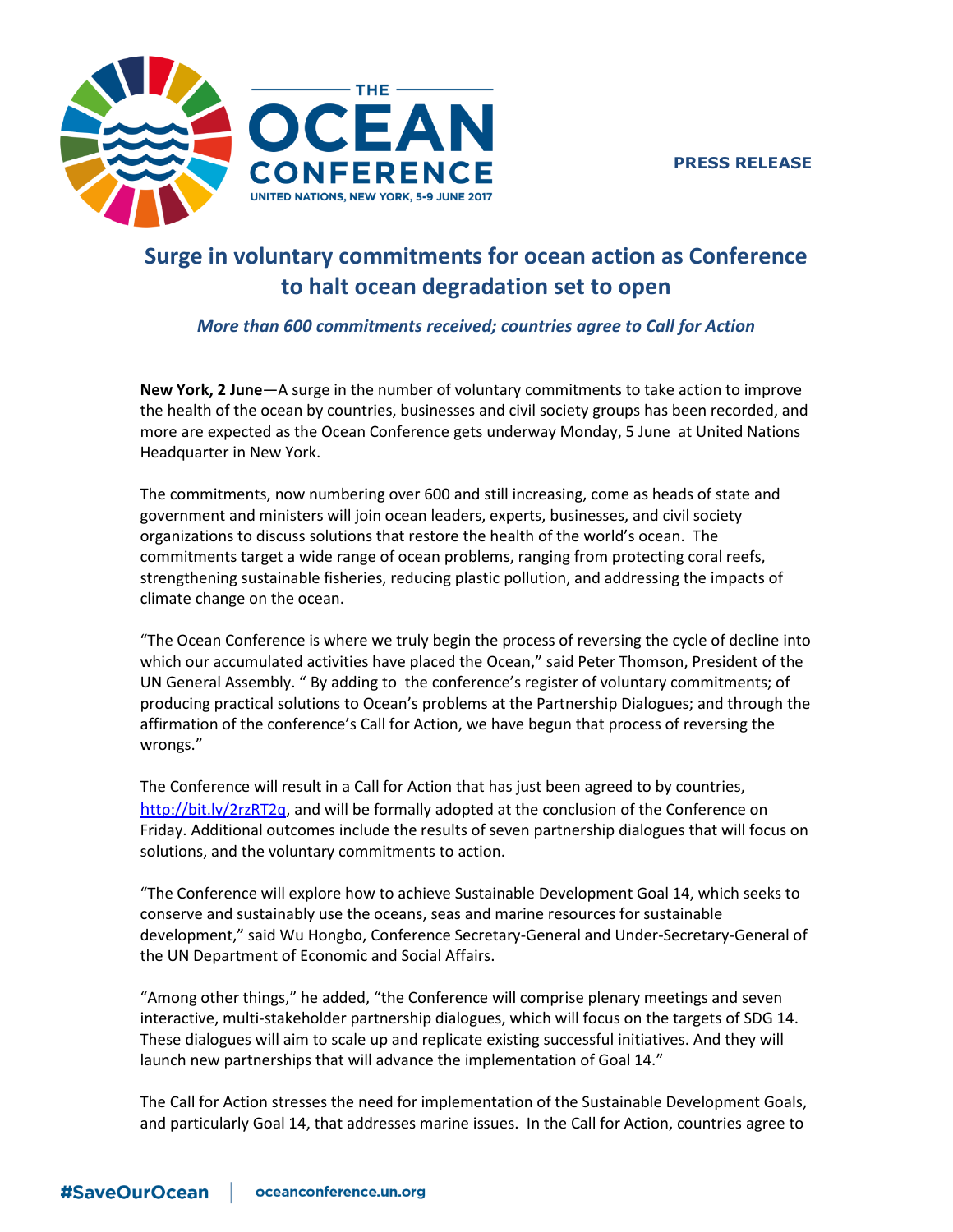THE OCEAN CONFERENCE

UNITED NATIONS, NEW YORK, 5-9 JUNE 2017

**PRESS RELEASE**

# Surge in voluntary commitments for ocean action as Conference to halt ocean degradation set to open

***More than 600 commitments received; countries agree to Call for Action***

**New York, 2 June**—A surge in the number of voluntary commitments to take action to improve the health of the ocean by countries, businesses and civil society groups has been recorded, and more are expected as the Ocean Conference gets underway Monday, 5 June at United Nations Headquarter in New York.

The commitments, now numbering over 600 and still increasing, come as heads of state and government and ministers will join ocean leaders, experts, businesses, and civil society organizations to discuss solutions that restore the health of the world's ocean. The commitments target a wide range of ocean problems, ranging from protecting coral reefs, strengthening sustainable fisheries, reducing plastic pollution, and addressing the impacts of climate change on the ocean.

"The Ocean Conference is where we truly begin the process of reversing the cycle of decline into which our accumulated activities have placed the Ocean," said Peter Thomson, President of the UN General Assembly. " By adding to the conference's register of voluntary commitments; of producing practical solutions to Ocean's problems at the Partnership Dialogues; and through the affirmation of the conference's Call for Action, we have begun that process of reversing the wrongs."

The Conference will result in a Call for Action that has just been agreed to by countries, http://bit.ly/2rzRT2q, and will be formally adopted at the conclusion of the Conference on Friday. Additional outcomes include the results of seven partnership dialogues that will focus on solutions, and the voluntary commitments to action.

"The Conference will explore how to achieve Sustainable Development Goal 14, which seeks to conserve and sustainably use the oceans, seas and marine resources for sustainable development," said Wu Hongbo, Conference Secretary-General and Under-Secretary-General of the UN Department of Economic and Social Affairs.

"Among other things," he added, "the Conference will comprise plenary meetings and seven interactive, multi-stakeholder partnership dialogues, which will focus on the targets of SDG 14. These dialogues will aim to scale up and replicate existing successful initiatives. And they will launch new partnerships that will advance the implementation of Goal 14."

The Call for Action stresses the need for implementation of the Sustainable Development Goals, and particularly Goal 14, that addresses marine issues. In the Call for Action, countries agree to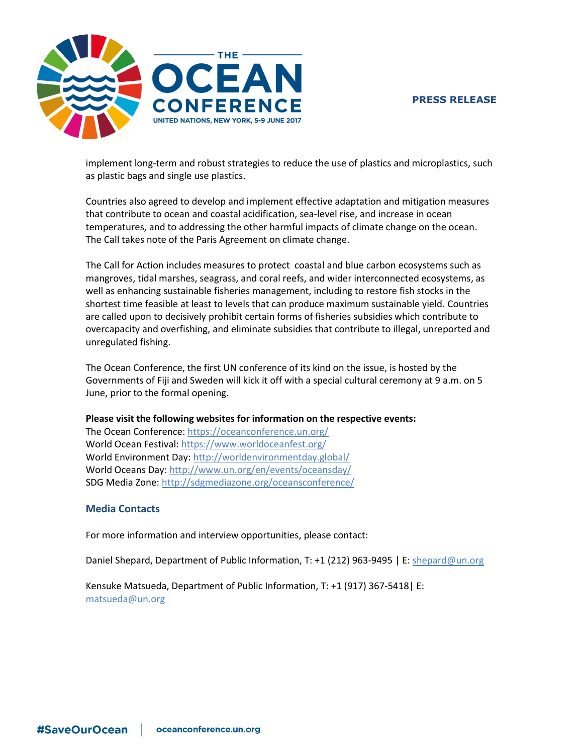implement long-term and robust strategies to reduce the use of plastics and microplastics, such as plastic bags and single use plastics.

Countries also agreed to develop and implement effective adaptation and mitigation measures that contribute to ocean and coastal acidification, sea-level rise, and increase in ocean temperatures, and to addressing the other harmful impacts of climate change on the ocean. The Call takes note of the Paris Agreement on climate change.

The Call for Action includes measures to protect coastal and blue carbon ecosystems such as mangroves, tidal marshes, seagrass, and coral reefs, and wider interconnected ecosystems, as well as enhancing sustainable fisheries management, including to restore fish stocks in the shortest time feasible at least to levels that can produce maximum sustainable yield. Countries are called upon to decisively prohibit certain forms of fisheries subsidies which contribute to overcapacity and overfishing, and eliminate subsidies that contribute to illegal, unreported and unregulated fishing.

The Ocean Conference, the first UN conference of its kind on the issue, is hosted by the Governments of Fiji and Sweden will kick it off with a special cultural ceremony at 9 a.m. on 5 June, prior to the formal opening.

**Please visit the following websites for information on the respective events:**
The Ocean Conference: https://oceanconference.un.org/
World Ocean Festival: https://www.worldoceanfest.org/
World Environment Day: http://worldenvironmentday.global/
World Oceans Day: http://www.un.org/en/events/oceansday/
SDG Media Zone: http://sdgmediazone.org/oceansconference/

## Media Contacts

For more information and interview opportunities, please contact:

Daniel Shepard, Department of Public Information, T: +1 (212) 963-9495 | E: shepard@un.org

Kensuke Matsueda, Department of Public Information, T: +1 (917) 367-5418| E: matsueda@un.org